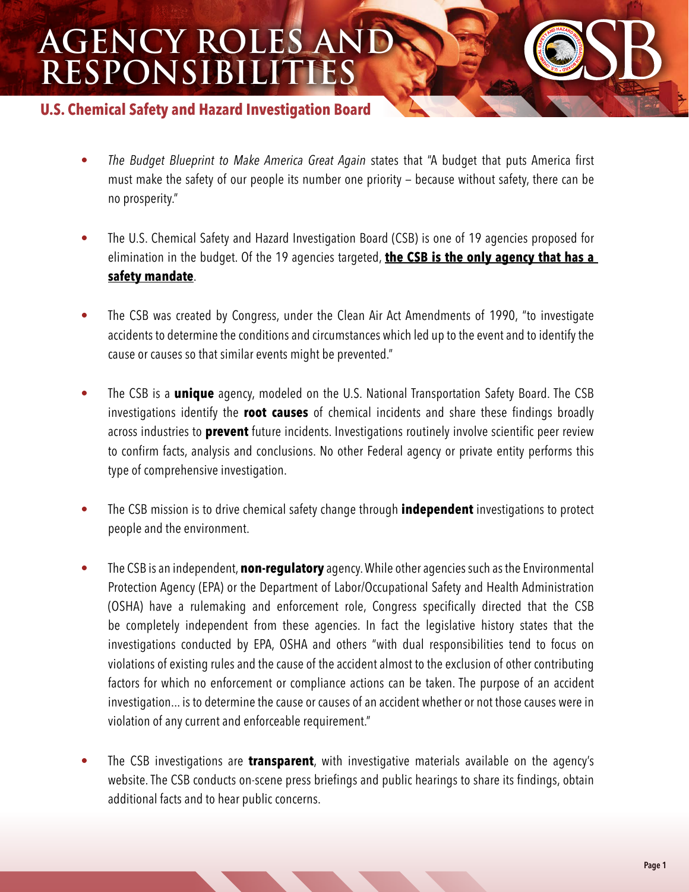# AGENCY ROLES AND RESPONSIBILITIES

## U.S. Chemical Safety and Hazard Investigation Board

- *The Budget Blueprint to Make America Great Again* states that "A budget that puts America first must make the safety of our people its number one priority – because without safety, there can be no prosperity."

- The U.S. Chemical Safety and Hazard Investigation Board (CSB) is one of 19 agencies proposed for elimination in the budget. Of the 19 agencies targeted, **the CSB is the only agency that has a safety mandate**.

- The CSB was created by Congress, under the Clean Air Act Amendments of 1990, "to investigate accidents to determine the conditions and circumstances which led up to the event and to identify the cause or causes so that similar events might be prevented."

- The CSB is a **unique** agency, modeled on the U.S. National Transportation Safety Board. The CSB investigations identify the **root causes** of chemical incidents and share these findings broadly across industries to **prevent** future incidents. Investigations routinely involve scientific peer review to confirm facts, analysis and conclusions. No other Federal agency or private entity performs this type of comprehensive investigation.

- The CSB mission is to drive chemical safety change through **independent** investigations to protect people and the environment.

- The CSB is an independent, **non-regulatory** agency. While other agencies such as the Environmental Protection Agency (EPA) or the Department of Labor/Occupational Safety and Health Administration (OSHA) have a rulemaking and enforcement role, Congress specifically directed that the CSB be completely independent from these agencies. In fact the legislative history states that the investigations conducted by EPA, OSHA and others "with dual responsibilities tend to focus on violations of existing rules and the cause of the accident almost to the exclusion of other contributing factors for which no enforcement or compliance actions can be taken. The purpose of an accident investigation... is to determine the cause or causes of an accident whether or not those causes were in violation of any current and enforceable requirement."

- The CSB investigations are **transparent**, with investigative materials available on the agency's website. The CSB conducts on-scene press briefings and public hearings to share its findings, obtain additional facts and to hear public concerns.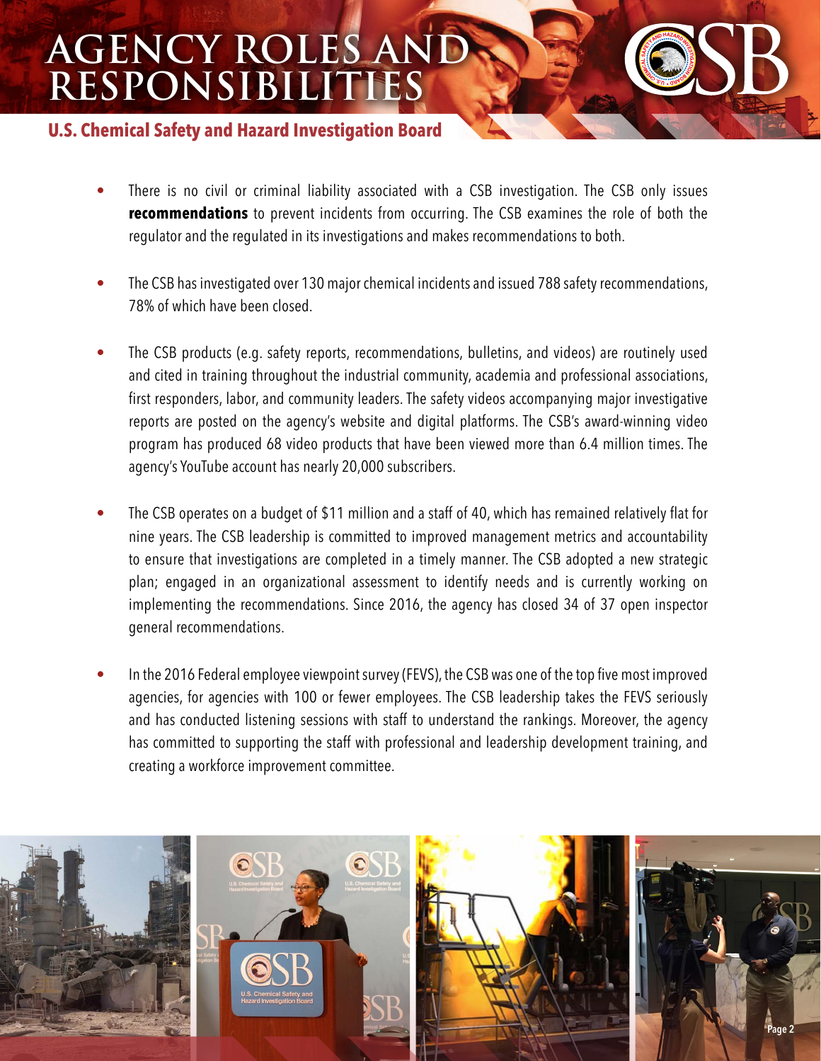# AGENCY ROLES AND RESPONSIBILITIES

## U.S. Chemical Safety and Hazard Investigation Board

- There is no civil or criminal liability associated with a CSB investigation. The CSB only issues **recommendations** to prevent incidents from occurring. The CSB examines the role of both the regulator and the regulated in its investigations and makes recommendations to both.

- The CSB has investigated over 130 major chemical incidents and issued 788 safety recommendations, 78% of which have been closed.

- The CSB products (e.g. safety reports, recommendations, bulletins, and videos) are routinely used and cited in training throughout the industrial community, academia and professional associations, first responders, labor, and community leaders. The safety videos accompanying major investigative reports are posted on the agency's website and digital platforms. The CSB's award-winning video program has produced 68 video products that have been viewed more than 6.4 million times. The agency's YouTube account has nearly 20,000 subscribers.

- The CSB operates on a budget of $11 million and a staff of 40, which has remained relatively flat for nine years. The CSB leadership is committed to improved management metrics and accountability to ensure that investigations are completed in a timely manner. The CSB adopted a new strategic plan; engaged in an organizational assessment to identify needs and is currently working on implementing the recommendations. Since 2016, the agency has closed 34 of 37 open inspector general recommendations.

- In the 2016 Federal employee viewpoint survey (FEVS), the CSB was one of the top five most improved agencies, for agencies with 100 or fewer employees. The CSB leadership takes the FEVS seriously and has conducted listening sessions with staff to understand the rankings. Moreover, the agency has committed to supporting the staff with professional and leadership development training, and creating a workforce improvement committee.